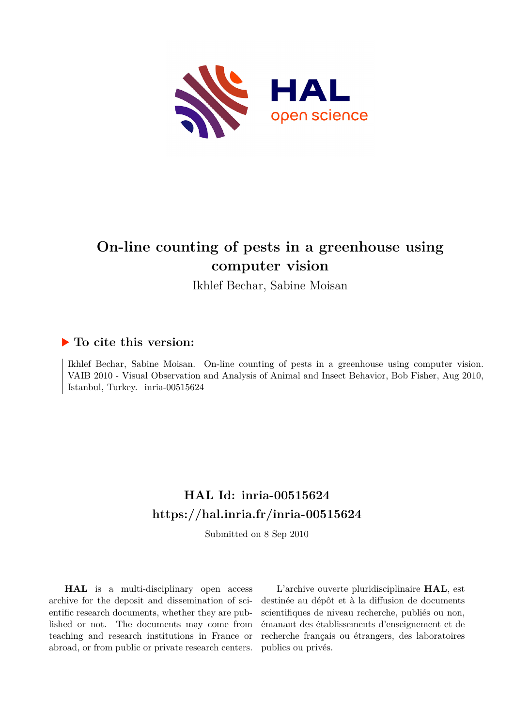# On-line counting of pests in a greenhouse using computer vision

Ikhlef Bechar, Sabine Moisan

## To cite this version:

Ikhlef Bechar, Sabine Moisan. On-line counting of pests in a greenhouse using computer vision. VAIB 2010 - Visual Observation and Analysis of Animal and Insect Behavior, Bob Fisher, Aug 2010, Istanbul, Turkey. inria-00515624

## HAL Id: inria-00515624

## https://hal.inria.fr/inria-00515624

Submitted on 8 Sep 2010

**HAL** is a multi-disciplinary open access archive for the deposit and dissemination of scientific research documents, whether they are published or not. The documents may come from teaching and research institutions in France or abroad, or from public or private research centers.

L'archive ouverte pluridisciplinaire **HAL**, est destinée au dépôt et à la diffusion de documents scientifiques de niveau recherche, publiés ou non, émanant des établissements d'enseignement et de recherche français ou étrangers, des laboratoires publics ou privés.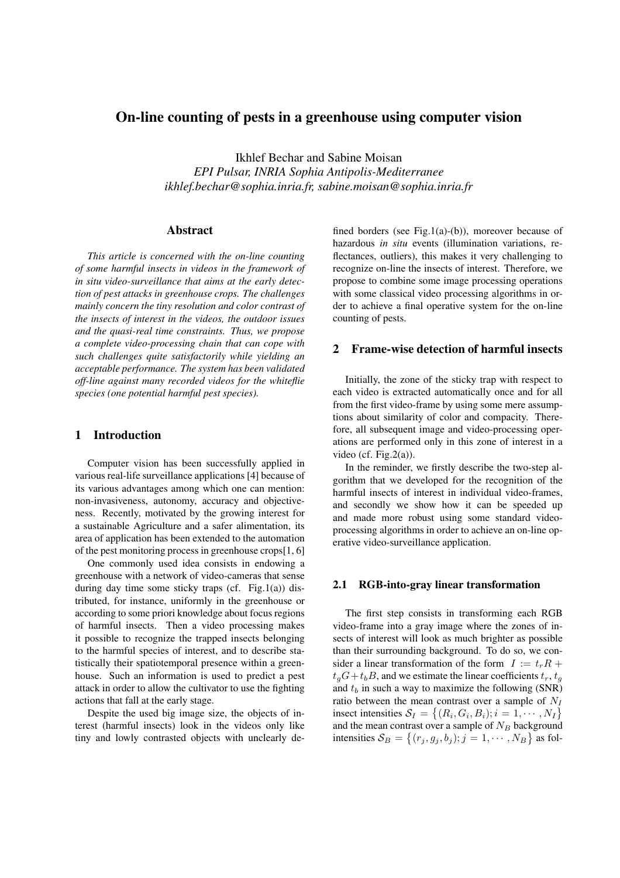# On-line counting of pests in a greenhouse using computer vision

Ikhlef Bechar and Sabine Moisan  
*EPI Pulsar, INRIA Sophia Antipolis-Mediterranee*  
*ikhlef.bechar@sophia.inria.fr, sabine.moisan@sophia.inria.fr*

## Abstract

*This article is concerned with the on-line counting of some harmful insects in videos in the framework of in situ video-surveillance that aims at the early detection of pest attacks in greenhouse crops. The challenges mainly concern the tiny resolution and color contrast of the insects of interest in the videos, the outdoor issues and the quasi-real time constraints. Thus, we propose a complete video-processing chain that can cope with such challenges quite satisfactorily while yielding an acceptable performance. The system has been validated off-line against many recorded videos for the whiteflie species (one potential harmful pest species).*

## 1 Introduction

Computer vision has been successfully applied in various real-life surveillance applications [4] because of its various advantages among which one can mention: non-invasiveness, autonomy, accuracy and objectiveness. Recently, motivated by the growing interest for a sustainable Agriculture and a safer alimentation, its area of application has been extended to the automation of the pest monitoring process in greenhouse crops[1, 6]

One commonly used idea consists in endowing a greenhouse with a network of video-cameras that sense during day time some sticky traps (cf. Fig.1(a)) distributed, for instance, uniformly in the greenhouse or according to some priori knowledge about focus regions of harmful insects. Then a video processing makes it possible to recognize the trapped insects belonging to the harmful species of interest, and to describe statistically their spatiotemporal presence within a greenhouse. Such an information is used to predict a pest attack in order to allow the cultivator to use the fighting actions that fall at the early stage.

Despite the used big image size, the objects of interest (harmful insects) look in the videos only like tiny and lowly contrasted objects with unclearly defined borders (see Fig.1(a)-(b)), moreover because of hazardous *in situ* events (illumination variations, reflectances, outliers), this makes it very challenging to recognize on-line the insects of interest. Therefore, we propose to combine some image processing operations with some classical video processing algorithms in order to achieve a final operative system for the on-line counting of pests.

## 2 Frame-wise detection of harmful insects

Initially, the zone of the sticky trap with respect to each video is extracted automatically once and for all from the first video-frame by using some mere assumptions about similarity of color and compacity. Therefore, all subsequent image and video-processing operations are performed only in this zone of interest in a video (cf. Fig.2(a)).

In the reminder, we firstly describe the two-step algorithm that we developed for the recognition of the harmful insects of interest in individual video-frames, and secondly we show how it can be speeded up and made more robust using some standard video-processing algorithms in order to achieve an on-line operative video-surveillance application.

### 2.1 RGB-into-gray linear transformation

The first step consists in transforming each RGB video-frame into a gray image where the zones of insects of interest will look as much brighter as possible than their surrounding background. To do so, we consider a linear transformation of the form $I := t_r R + t_g G + t_b B$, and we estimate the linear coefficients $t_r$, $t_g$ and $t_b$ in such a way to maximize the following (SNR) ratio between the mean contrast over a sample of $N_I$ insect intensities $\mathcal{S}_I = \{(R_i, G_i, B_i); i = 1, \cdots, N_I\}$ and the mean contrast over a sample of $N_B$ background intensities $\mathcal{S}_B = \{(r_j, g_j, b_j); j = 1, \cdots, N_B\}$ as fol-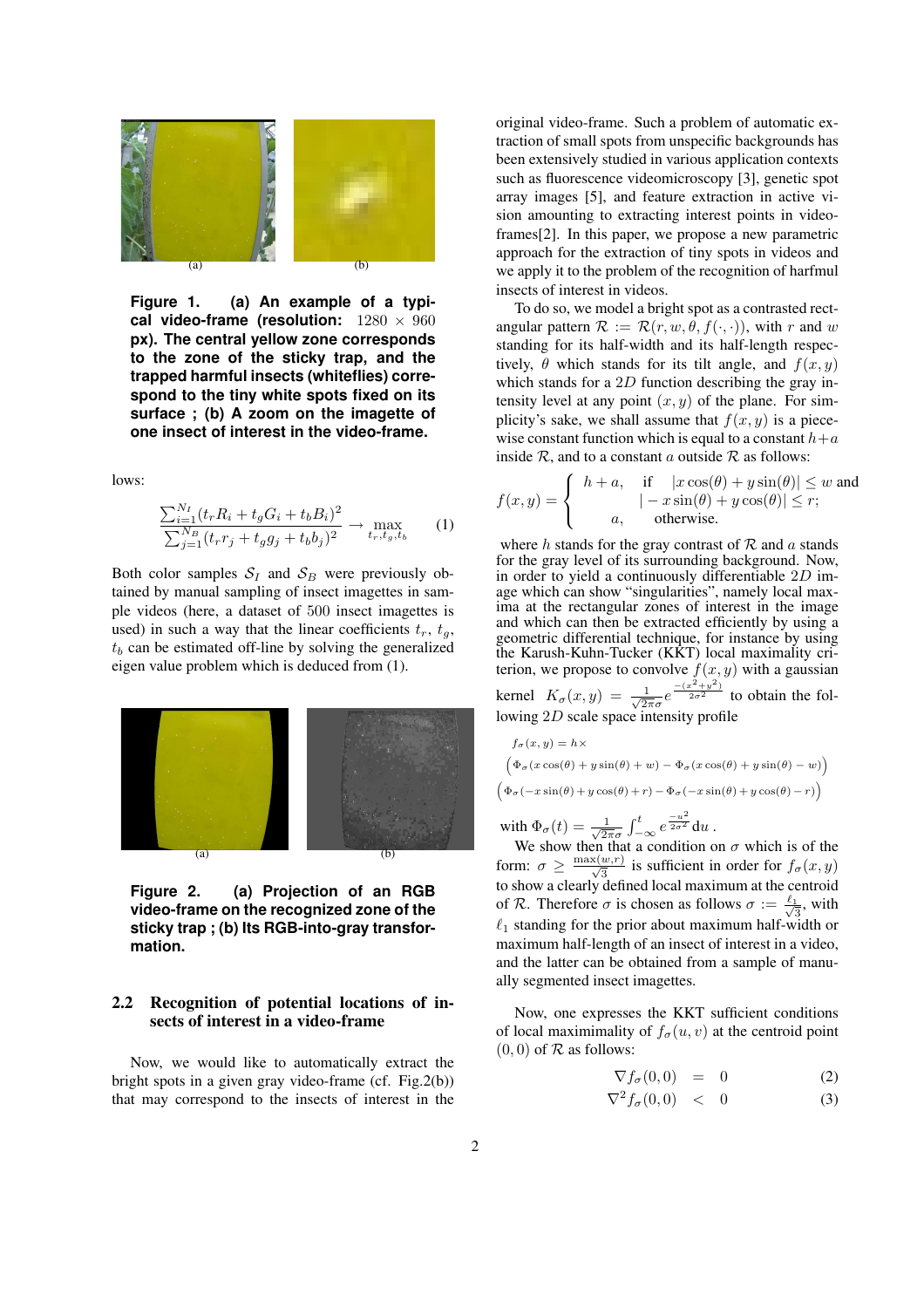Figure 1. (a) An example of a typical video-frame (resolution: $1280 \times 960$ px). The central yellow zone corresponds to the zone of the sticky trap, and the trapped harmful insects (whiteflies) correspond to the tiny white spots fixed on its surface ; (b) A zoom on the imagette of one insect of interest in the video-frame.

lows:

$$\frac{\sum_{i=1}^{N_I} (t_r R_i + t_g G_i + t_b B_i)^2}{\sum_{j=1}^{N_B} (t_r r_j + t_g g_j + t_b b_j)^2} \to \max_{t_r, t_g, t_b} \quad (1)$$

Both color samples $\mathcal{S}_I$ and $\mathcal{S}_B$ were previously obtained by manual sampling of insect imagettes in sample videos (here, a dataset of 500 insect imagettes is used) in such a way that the linear coefficients $t_r$, $t_g$, $t_b$ can be estimated off-line by solving the generalized eigen value problem which is deduced from (1).

Figure 2. (a) Projection of an RGB video-frame on the recognized zone of the sticky trap ; (b) Its RGB-into-gray transformation.

## 2.2 Recognition of potential locations of insects of interest in a video-frame

Now, we would like to automatically extract the bright spots in a given gray video-frame (cf. Fig.2(b)) that may correspond to the insects of interest in the original video-frame. Such a problem of automatic extraction of small spots from unspecific backgrounds has been extensively studied in various application contexts such as fluorescence videomicroscopy [3], genetic spot array images [5], and feature extraction in active vision amounting to extracting interest points in video-frames[2]. In this paper, we propose a new parametric approach for the extraction of tiny spots in videos and we apply it to the problem of the recognition of harfmul insects of interest in videos.

To do so, we model a bright spot as a contrasted rectangular pattern $\mathcal{R} := \mathcal{R}(r, w, \theta, f(\cdot, \cdot))$, with $r$ and $w$ standing for its half-width and its half-length respectively, $\theta$ which stands for its tilt angle, and $f(x, y)$ which stands for a $2D$ function describing the gray intensity level at any point $(x, y)$ of the plane. For simplicity's sake, we shall assume that $f(x, y)$ is a piecewise constant function which is equal to a constant $h+a$ inside $\mathcal{R}$, and to a constant $a$ outside $\mathcal{R}$ as follows:

$$f(x,y) = \begin{cases} h+a, & \text{if} \quad |x\cos(\theta) + y\sin(\theta)| \le w \text{ and} \\ & \quad\;\; |-x\sin(\theta) + y\cos(\theta)| \le r; \\ a, & \text{otherwise.} \end{cases}$$

where $h$ stands for the gray contrast of $\mathcal{R}$ and $a$ stands for the gray level of its surrounding background. Now, in order to yield a continuously differentiable $2D$ image which can show "singularities", namely local maxima at the rectangular zones of interest in the image and which can then be extracted efficiently by using a geometric differential technique, for instance by using the Karush-Kuhn-Tucker (KKT) local maximality criterion, we propose to convolve $f(x, y)$ with a gaussian kernel $K_\sigma(x, y) = \frac{1}{\sqrt{2\pi}\sigma} e^{\frac{-(x^2+y^2)}{2\sigma^2}}$ to obtain the following $2D$ scale space intensity profile

$$f_\sigma(x,y) = h \times$$
$$\Big(\Phi_\sigma(x\cos(\theta) + y\sin(\theta) + w) - \Phi_\sigma(x\cos(\theta) + y\sin(\theta) - w)\Big)$$
$$\Big(\Phi_\sigma(-x\sin(\theta) + y\cos(\theta) + r) - \Phi_\sigma(-x\sin(\theta) + y\cos(\theta) - r)\Big)$$

with $\Phi_\sigma(t) = \frac{1}{\sqrt{2\pi}\sigma} \int_{-\infty}^{t} e^{\frac{-u^2}{2\sigma^2}} \mathrm{d}u$ .

We show then that a condition on $\sigma$ which is of the form: $\sigma \ge \frac{\max(w,r)}{\sqrt{3}}$ is sufficient in order for $f_\sigma(x, y)$ to show a clearly defined local maximum at the centroid of $\mathcal{R}$. Therefore $\sigma$ is chosen as follows $\sigma := \frac{\ell_1}{\sqrt{3}}$, with $\ell_1$ standing for the prior about maximum half-width or maximum half-length of an insect of interest in a video, and the latter can be obtained from a sample of manually segmented insect imagettes.

Now, one expresses the KKT sufficient conditions of local maximimality of $f_\sigma(u, v)$ at the centroid point $(0, 0)$ of $\mathcal{R}$ as follows:

$$\nabla f_\sigma(0,0) \;\; = \;\; 0 \quad (2)$$
$$\nabla^2 f_\sigma(0,0) \;\; < \;\; 0 \quad (3)$$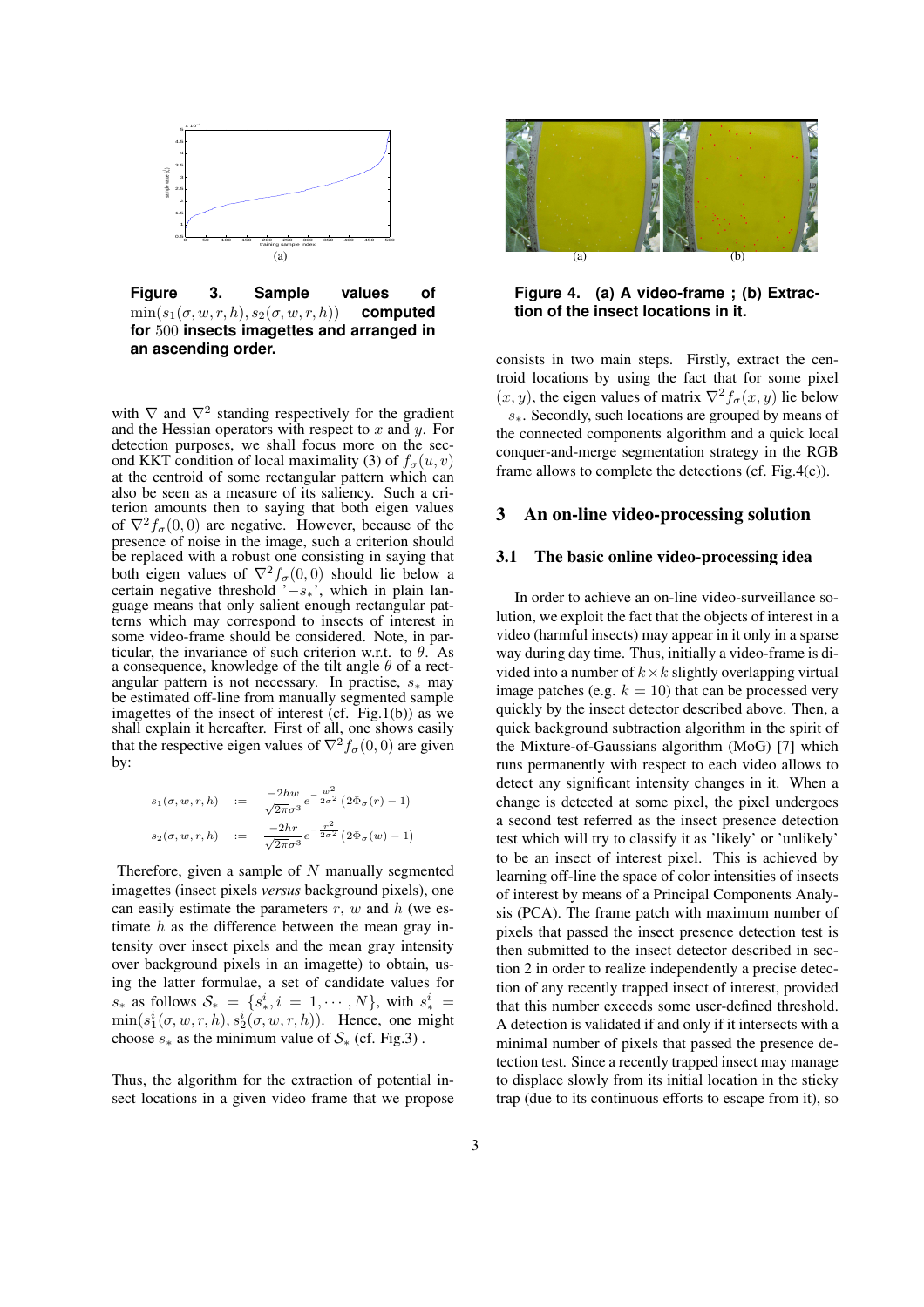**Figure 3. Sample values of $\min(s_1(\sigma, w, r, h), s_2(\sigma, w, r, h))$ computed for 500 insects imagettes and arranged in an ascending order.**

with $\nabla$ and $\nabla^2$ standing respectively for the gradient and the Hessian operators with respect to $x$ and $y$. For detection purposes, we shall focus more on the second KKT condition of local maximality (3) of $f_\sigma(u, v)$ at the centroid of some rectangular pattern which can also be seen as a measure of its saliency. Such a criterion amounts then to saying that both eigen values of $\nabla^2 f_\sigma(0, 0)$ are negative. However, because of the presence of noise in the image, such a criterion should be replaced with a robust one consisting in saying that both eigen values of $\nabla^2 f_\sigma(0, 0)$ should lie below a certain negative threshold '$-s_*$', which in plain language means that only salient enough rectangular patterns which may correspond to insects of interest in some video-frame should be considered. Note, in particular, the invariance of such criterion w.r.t. to $\theta$. As a consequence, knowledge of the tilt angle $\theta$ of a rectangular pattern is not necessary. In practise, $s_*$ may be estimated off-line from manually segmented sample imagettes of the insect of interest (cf. Fig.1(b)) as we shall explain it hereafter. First of all, one shows easily that the respective eigen values of $\nabla^2 f_\sigma(0, 0)$ are given by:

$$
\begin{aligned}
s_1(\sigma, w, r, h) &:= \frac{-2hw}{\sqrt{2\pi}\sigma^3} e^{-\frac{w^2}{2\sigma^2}} (2\Phi_\sigma(r) - 1) \\
s_2(\sigma, w, r, h) &:= \frac{-2hr}{\sqrt{2\pi}\sigma^3} e^{-\frac{r^2}{2\sigma^2}} (2\Phi_\sigma(w) - 1)
\end{aligned}
$$

Therefore, given a sample of $N$ manually segmented imagettes (insect pixels *versus* background pixels), one can easily estimate the parameters $r$, $w$ and $h$ (we estimate $h$ as the difference between the mean gray intensity over insect pixels and the mean gray intensity over background pixels in an imagette) to obtain, using the latter formulae, a set of candidate values for $s_*$ as follows $\mathcal{S}_* = \{s_*^i, i = 1, \cdots, N\}$, with $s_*^i = \min(s_1^i(\sigma, w, r, h), s_2^i(\sigma, w, r, h))$. Hence, one might choose $s_*$ as the minimum value of $\mathcal{S}_*$ (cf. Fig.3) .

Thus, the algorithm for the extraction of potential insect locations in a given video frame that we propose

**Figure 4. (a) A video-frame ; (b) Extraction of the insect locations in it.**

consists in two main steps. Firstly, extract the centroid locations by using the fact that for some pixel $(x, y)$, the eigen values of matrix $\nabla^2 f_\sigma(x, y)$ lie below $-s_*$. Secondly, such locations are grouped by means of the connected components algorithm and a quick local conquer-and-merge segmentation strategy in the RGB frame allows to complete the detections (cf. Fig.4(c)).

## 3 An on-line video-processing solution

### 3.1 The basic online video-processing idea

In order to achieve an on-line video-surveillance solution, we exploit the fact that the objects of interest in a video (harmful insects) may appear in it only in a sparse way during day time. Thus, initially a video-frame is divided into a number of $k \times k$ slightly overlapping virtual image patches (e.g. $k = 10$) that can be processed very quickly by the insect detector described above. Then, a quick background subtraction algorithm in the spirit of the Mixture-of-Gaussians algorithm (MoG) [7] which runs permanently with respect to each video allows to detect any significant intensity changes in it. When a change is detected at some pixel, the pixel undergoes a second test referred as the insect presence detection test which will try to classify it as 'likely' or 'unlikely' to be an insect of interest pixel. This is achieved by learning off-line the space of color intensities of insects of interest by means of a Principal Components Analysis (PCA). The frame patch with maximum number of pixels that passed the insect presence detection test is then submitted to the insect detector described in section 2 in order to realize independently a precise detection of any recently trapped insect of interest, provided that this number exceeds some user-defined threshold. A detection is validated if and only if it intersects with a minimal number of pixels that passed the presence detection test. Since a recently trapped insect may manage to displace slowly from its initial location in the sticky trap (due to its continuous efforts to escape from it), so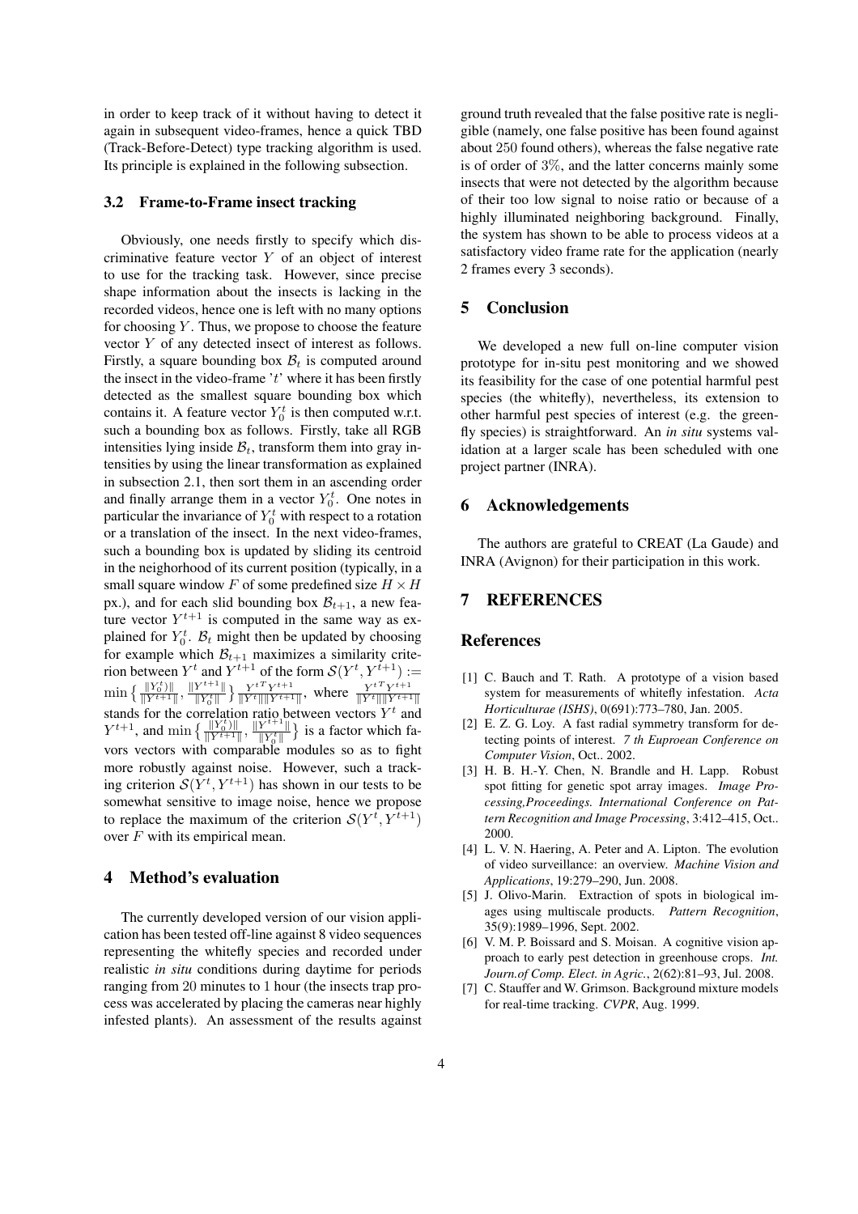in order to keep track of it without having to detect it again in subsequent video-frames, hence a quick TBD (Track-Before-Detect) type tracking algorithm is used. Its principle is explained in the following subsection.

### 3.2 Frame-to-Frame insect tracking

Obviously, one needs firstly to specify which discriminative feature vector $Y$ of an object of interest to use for the tracking task. However, since precise shape information about the insects is lacking in the recorded videos, hence one is left with no many options for choosing $Y$. Thus, we propose to choose the feature vector $Y$ of any detected insect of interest as follows. Firstly, a square bounding box $\mathcal{B}_t$ is computed around the insect in the video-frame '$t$' where it has been firstly detected as the smallest square bounding box which contains it. A feature vector $Y_0^t$ is then computed w.r.t. such a bounding box as follows. Firstly, take all RGB intensities lying inside $\mathcal{B}_t$, transform them into gray intensities by using the linear transformation as explained in subsection 2.1, then sort them in an ascending order and finally arrange them in a vector $Y_0^t$. One notes in particular the invariance of $Y_0^t$ with respect to a rotation or a translation of the insect. In the next video-frames, such a bounding box is updated by sliding its centroid in the neighborhood of its current position (typically, in a small square window $F$ of some predefined size $H \times H$ px.), and for each slid bounding box $\mathcal{B}_{t+1}$, a new feature vector $Y^{t+1}$ is computed in the same way as explained for $Y_0^t$. $\mathcal{B}_t$ might then be updated by choosing for example which $\mathcal{B}_{t+1}$ maximizes a similarity criterion between $Y^t$ and $Y^{t+1}$ of the form $\mathcal{S}(Y^t, Y^{t+1}) := \min\big\{\frac{\|Y_0^t)\|}{\|Y^{t+1}\|}, \frac{\|Y^{t+1}\|}{\|Y_0^t\|}\big\}\frac{Y^{t^T}Y^{t+1}}{\|Y^t\|\|Y^{t+1}\|}$, where $\frac{Y^{t^T}Y^{t+1}}{\|Y^t\|\|Y^{t+1}\|}$ stands for the correlation ratio between vectors $Y^t$ and $Y^{t+1}$, and $\min\big\{\frac{\|Y_0^t)\|}{\|Y^{t+1}\|}, \frac{\|Y^{t+1}\|}{\|Y_0^t\|}\big\}$ is a factor which favors vectors with comparable modules so as to fight more robustly against noise. However, such a tracking criterion $\mathcal{S}(Y^t, Y^{t+1})$ has shown in our tests to be somewhat sensitive to image noise, hence we propose to replace the maximum of the criterion $\mathcal{S}(Y^t, Y^{t+1})$ over $F$ with its empirical mean.

## 4 Method's evaluation

The currently developed version of our vision application has been tested off-line against 8 video sequences representing the whitefly species and recorded under realistic *in situ* conditions during daytime for periods ranging from 20 minutes to 1 hour (the insects trap process was accelerated by placing the cameras near highly infested plants). An assessment of the results against ground truth revealed that the false positive rate is negligible (namely, one false positive has been found against about 250 found others), whereas the false negative rate is of order of 3%, and the latter concerns mainly some insects that were not detected by the algorithm because of their too low signal to noise ratio or because of a highly illuminated neighboring background. Finally, the system has shown to be able to process videos at a satisfactory video frame rate for the application (nearly 2 frames every 3 seconds).

## 5 Conclusion

We developed a new full on-line computer vision prototype for in-situ pest monitoring and we showed its feasibility for the case of one potential harmful pest species (the whitefly), nevertheless, its extension to other harmful pest species of interest (e.g. the greenfly species) is straightforward. An *in situ* systems validation at a larger scale has been scheduled with one project partner (INRA).

## 6 Acknowledgements

The authors are grateful to CREAT (La Gaude) and INRA (Avignon) for their participation in this work.

## 7 REFERENCES

### References

[1] C. Bauch and T. Rath. A prototype of a vision based system for measurements of whitefly infestation. *Acta Horticulturae (ISHS)*, 0(691):773–780, Jan. 2005.

[2] E. Z. G. Loy. A fast radial symmetry transform for detecting points of interest. *7 th Euproean Conference on Computer Vision*, Oct.. 2002.

[3] H. B. H.-Y. Chen, N. Brandle and H. Lapp. Robust spot fitting for genetic spot array images. *Image Processing,Proceedings. International Conference on Pattern Recognition and Image Processing*, 3:412–415, Oct.. 2000.

[4] L. V. N. Haering, A. Peter and A. Lipton. The evolution of video surveillance: an overview. *Machine Vision and Applications*, 19:279–290, Jun. 2008.

[5] J. Olivo-Marin. Extraction of spots in biological images using multiscale products. *Pattern Recognition*, 35(9):1989–1996, Sept. 2002.

[6] V. M. P. Boissard and S. Moisan. A cognitive vision approach to early pest detection in greenhouse crops. *Int. Journ.of Comp. Elect. in Agric.*, 2(62):81–93, Jul. 2008.

[7] C. Stauffer and W. Grimson. Background mixture models for real-time tracking. *CVPR*, Aug. 1999.